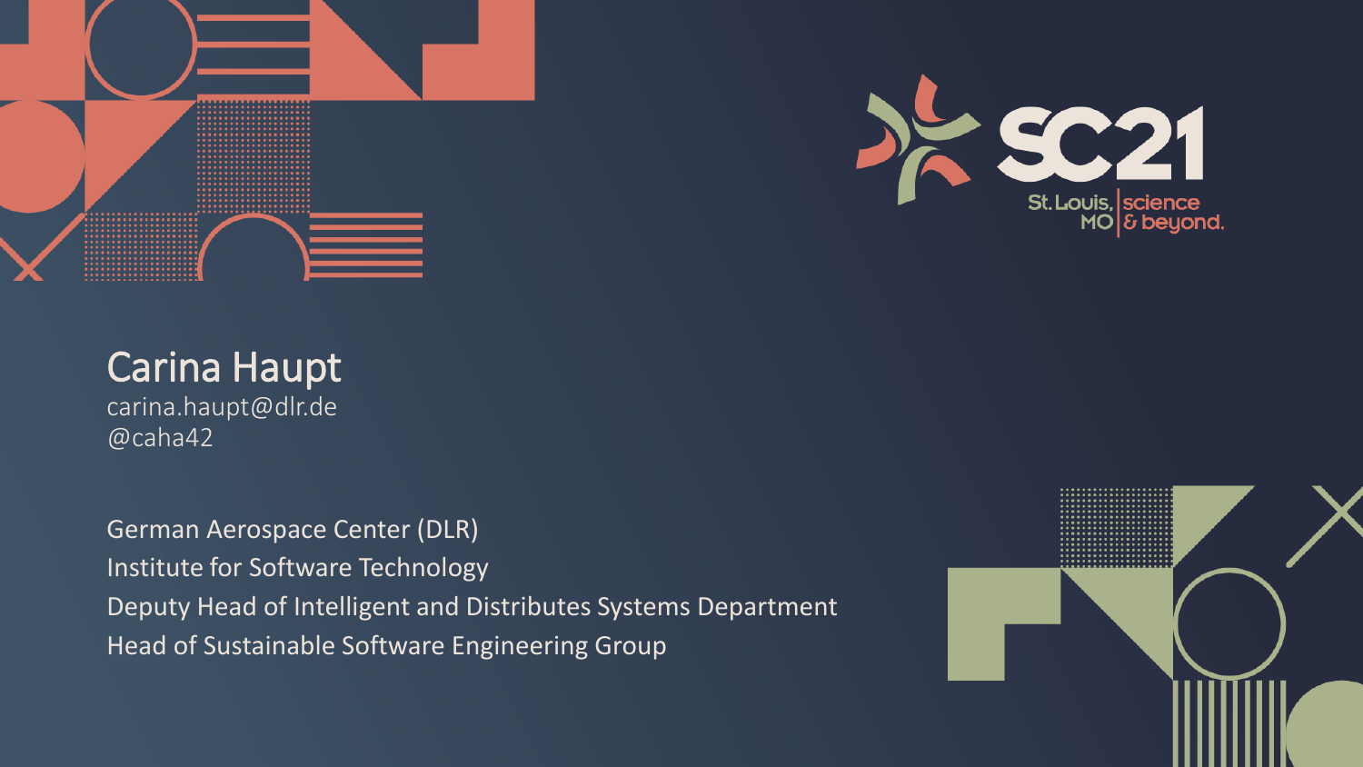SC21 St. Louis, MO | science & beyond.

# Carina Haupt

carina.haupt@dlr.de
@caha42

German Aerospace Center (DLR)
Institute for Software Technology
Deputy Head of Intelligent and Distributes Systems Department
Head of Sustainable Software Engineering Group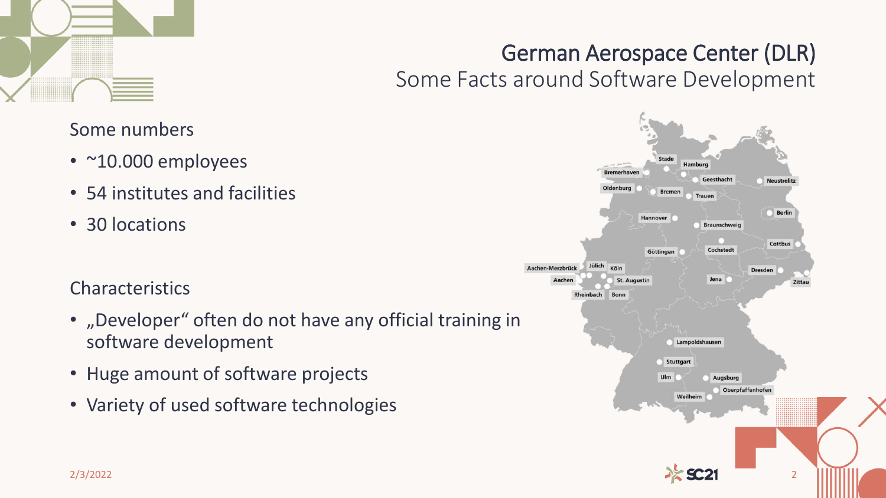# German Aerospace Center (DLR)

## Some Facts around Software Development

Some numbers

- ~10.000 employees
- 54 institutes and facilities
- 30 locations

Characteristics

- „Developer" often do not have any official training in software development
- Huge amount of software projects
- Variety of used software technologies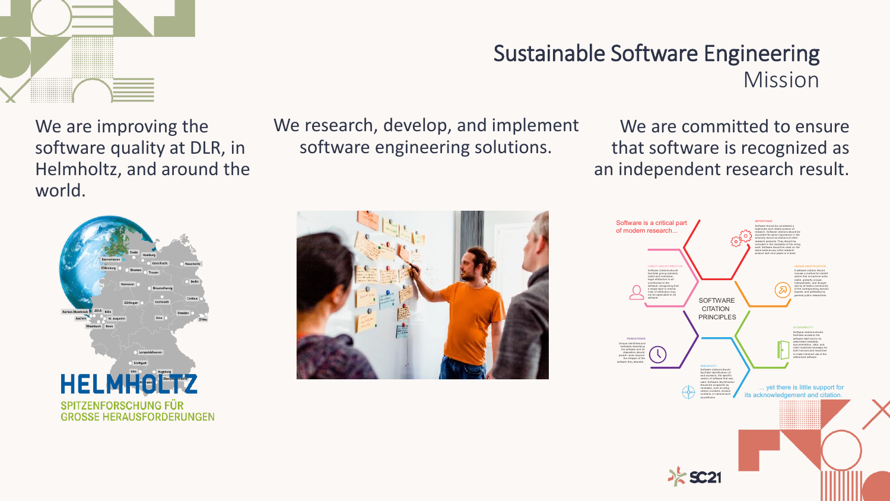# Sustainable Software Engineering
## Mission

We are improving the software quality at DLR, in Helmholtz, and around the world.

We research, develop, and implement software engineering solutions.

We are committed to ensure that software is recognized as an independent research result.

HELMHOLTZ
SPITZENFORSCHUNG FÜR GROSSE HERAUSFORDERUNGEN

Software is a critical part of modern research...

SOFTWARE CITATION PRINCIPLES

... yet there is little support for its acknowledgement and citation.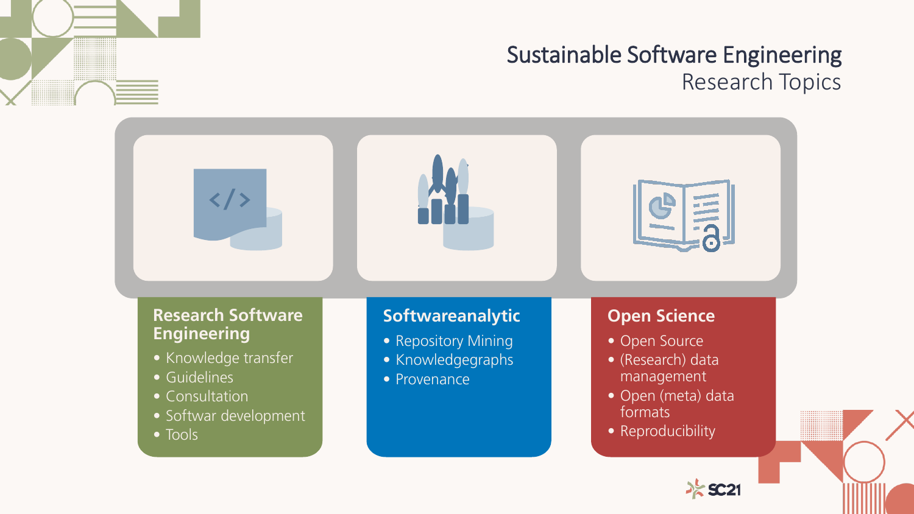# Sustainable Software Engineering
## Research Topics

### Research Software Engineering

- Knowledge transfer
- Guidelines
- Consultation
- Softwar development
- Tools

### Softwareanalytic

- Repository Mining
- Knowledgegraphs
- Provenance

### Open Science

- Open Source
- (Research) data management
- Open (meta) data formats
- Reproducibility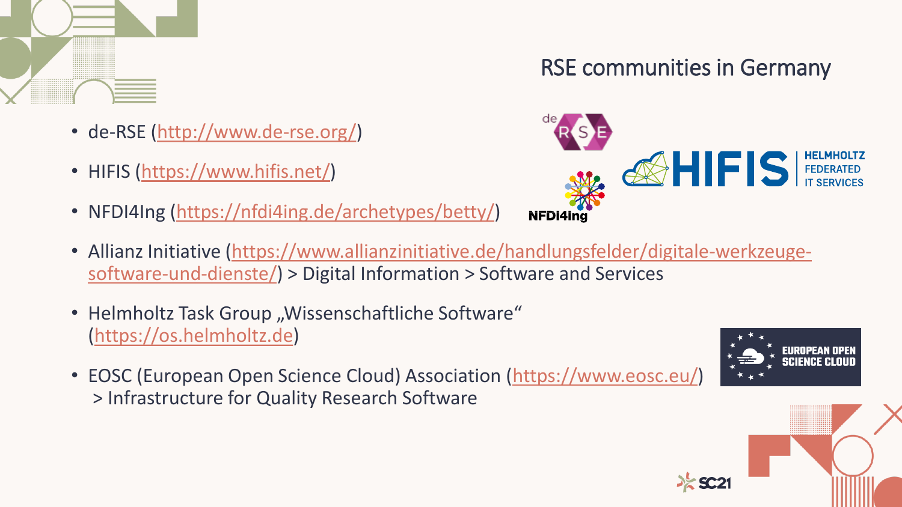# RSE communities in Germany

- de-RSE (http://www.de-rse.org/)
- HIFIS (https://www.hifis.net/)
- NFDI4Ing (https://nfdi4ing.de/archetypes/betty/)
- Allianz Initiative (https://www.allianzinitiative.de/handlungsfelder/digitale-werkzeuge-software-und-dienste/) > Digital Information > Software and Services
- Helmholtz Task Group „Wissenschaftliche Software“ (https://os.helmholtz.de)
- EOSC (European Open Science Cloud) Association (https://www.eosc.eu/) > Infrastructure for Quality Research Software